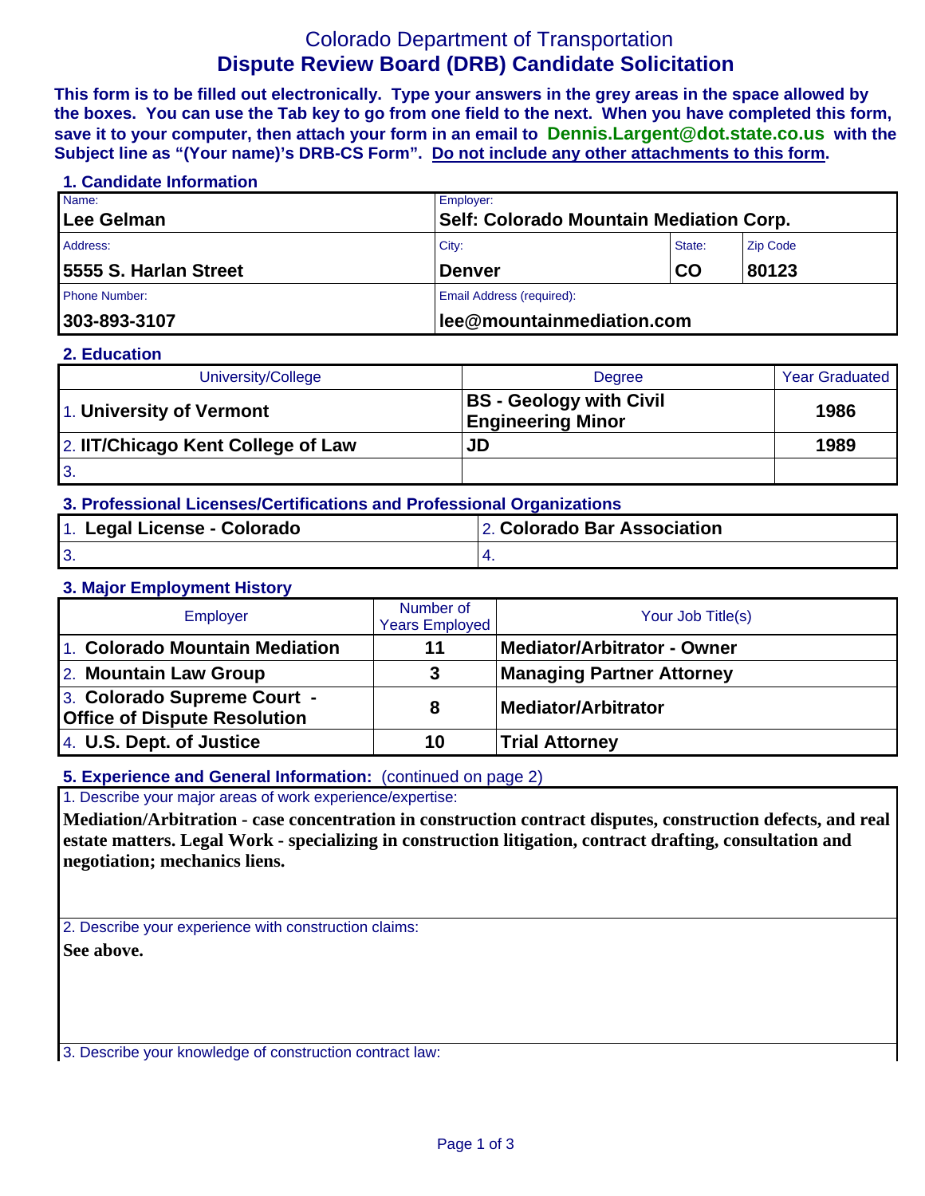# Colorado Department of Transportation

## Dispute Review Board (DRB) Candidate Solicitation

**This form is to be filled out electronically. Type your answers in the grey areas in the space allowed by the boxes. You can use the Tab key to go from one field to the next. When you have completed this form, save it to your computer, then attach your form in an email to Dennis.Largent@dot.state.co.us with the Subject line as "(Your name)'s DRB-CS Form". Do not include any other attachments to this form.**

### 1. Candidate Information

| Name: | Employer: | | |
|---|---|---|---|
| **Lee Gelman** | **Self: Colorado Mountain Mediation Corp.** | | |
| **Address:** | **City:** | **State:** | **Zip Code** |
| **5555 S. Harlan Street** | **Denver** | **CO** | **80123** |
| **Phone Number:** | **Email Address (required):** | | |
| **303-893-3107** | **lee@mountainmediation.com** | | |

### 2. Education

| University/College | Degree | Year Graduated |
|---|---|---|
| 1. **University of Vermont** | **BS - Geology with Civil Engineering Minor** | **1986** |
| 2. **IIT/Chicago Kent College of Law** | **JD** | **1989** |
| 3. | | |

### 3. Professional Licenses/Certifications and Professional Organizations

| | |
|---|---|
| 1. **Legal License - Colorado** | 2. **Colorado Bar Association** |
| 3. | 4. |

### 3. Major Employment History

| Employer | Number of Years Employed | Your Job Title(s) |
|---|---|---|
| 1. **Colorado Mountain Mediation** | **11** | **Mediator/Arbitrator - Owner** |
| 2. **Mountain Law Group** | **3** | **Managing Partner Attorney** |
| 3. **Colorado Supreme Court - Office of Dispute Resolution** | **8** | **Mediator/Arbitrator** |
| 4. **U.S. Dept. of Justice** | **10** | **Trial Attorney** |

### 5. Experience and General Information: (continued on page 2)

1. Describe your major areas of work experience/expertise:

**Mediation/Arbitration - case concentration in construction contract disputes, construction defects, and real estate matters. Legal Work - specializing in construction litigation, contract drafting, consultation and negotiation; mechanics liens.**

2. Describe your experience with construction claims:

**See above.**

3. Describe your knowledge of construction contract law: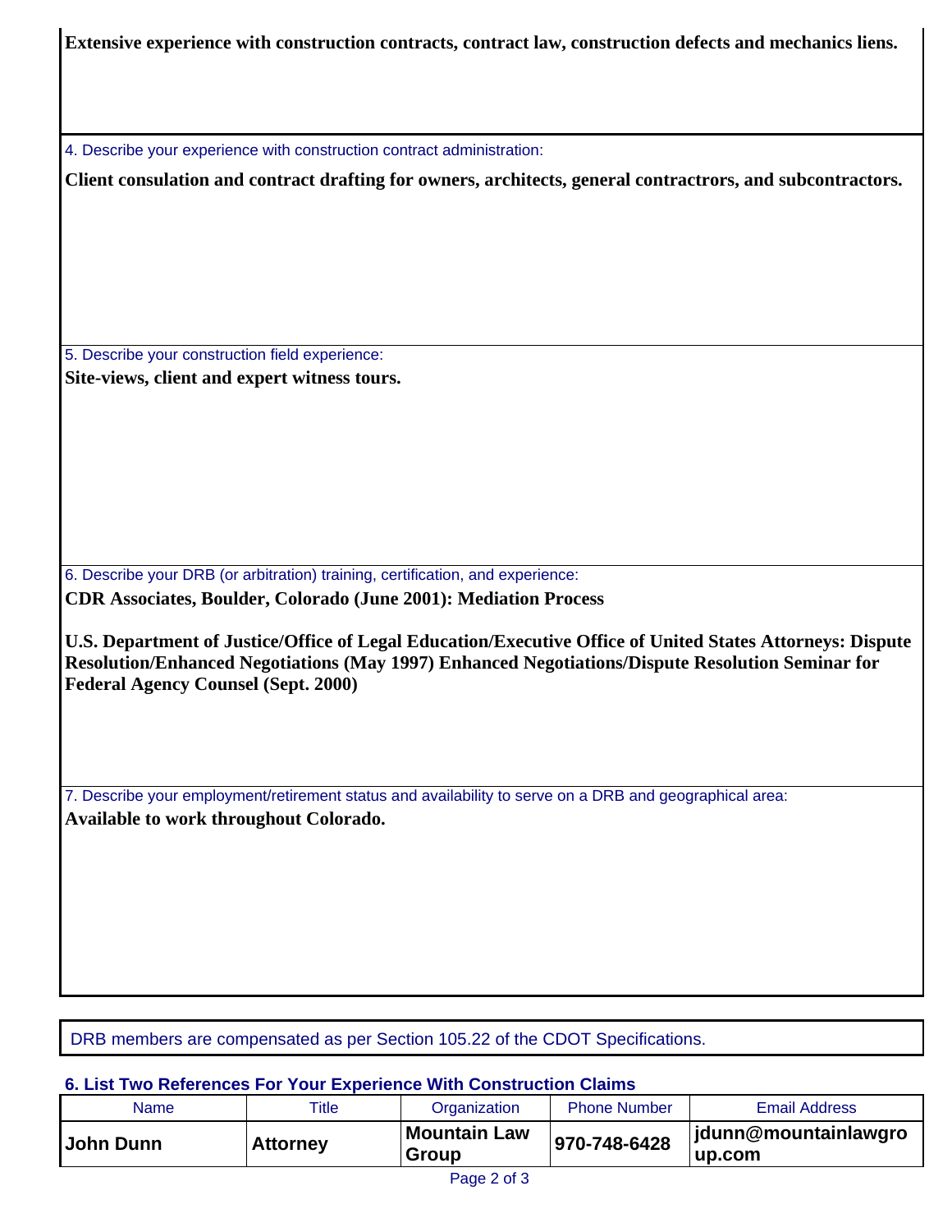**Extensive experience with construction contracts, contract law, construction defects and mechanics liens.**

4. Describe your experience with construction contract administration:

**Client consulation and contract drafting for owners, architects, general contractrors, and subcontractors.**

5. Describe your construction field experience:

**Site-views, client and expert witness tours.**

6. Describe your DRB (or arbitration) training, certification, and experience:

**CDR Associates, Boulder, Colorado (June 2001): Mediation Process**

**U.S. Department of Justice/Office of Legal Education/Executive Office of United States Attorneys: Dispute Resolution/Enhanced Negotiations (May 1997) Enhanced Negotiations/Dispute Resolution Seminar for Federal Agency Counsel (Sept. 2000)**

7. Describe your employment/retirement status and availability to serve on a DRB and geographical area:

**Available to work throughout Colorado.**

DRB members are compensated as per Section 105.22 of the CDOT Specifications.

### 6. List Two References For Your Experience With Construction Claims

| Name | Title | Organization | Phone Number | Email Address |
|---|---|---|---|---|
| **John Dunn** | **Attorney** | **Mountain Law Group** | **970-748-6428** | **jdunn@mountainlawgroup.com** |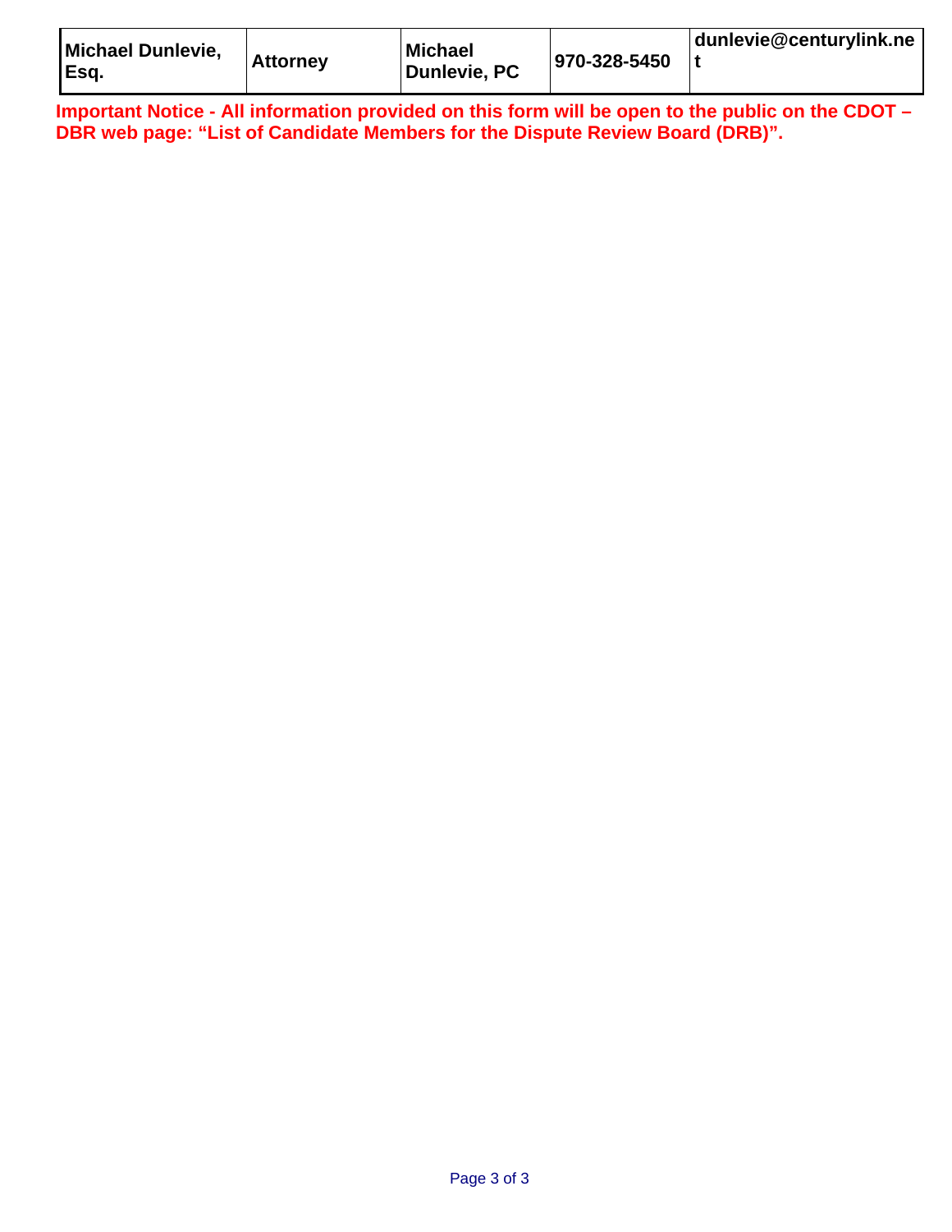| | | | | |
|---|---|---|---|---|
| **Michael Dunlevie, Esq.** | **Attorney** | **Michael Dunlevie, PC** | **970-328-5450** | **dunlevie@centurylink.net** |

**Important Notice - All information provided on this form will be open to the public on the CDOT – DBR web page: "List of Candidate Members for the Dispute Review Board (DRB)".**